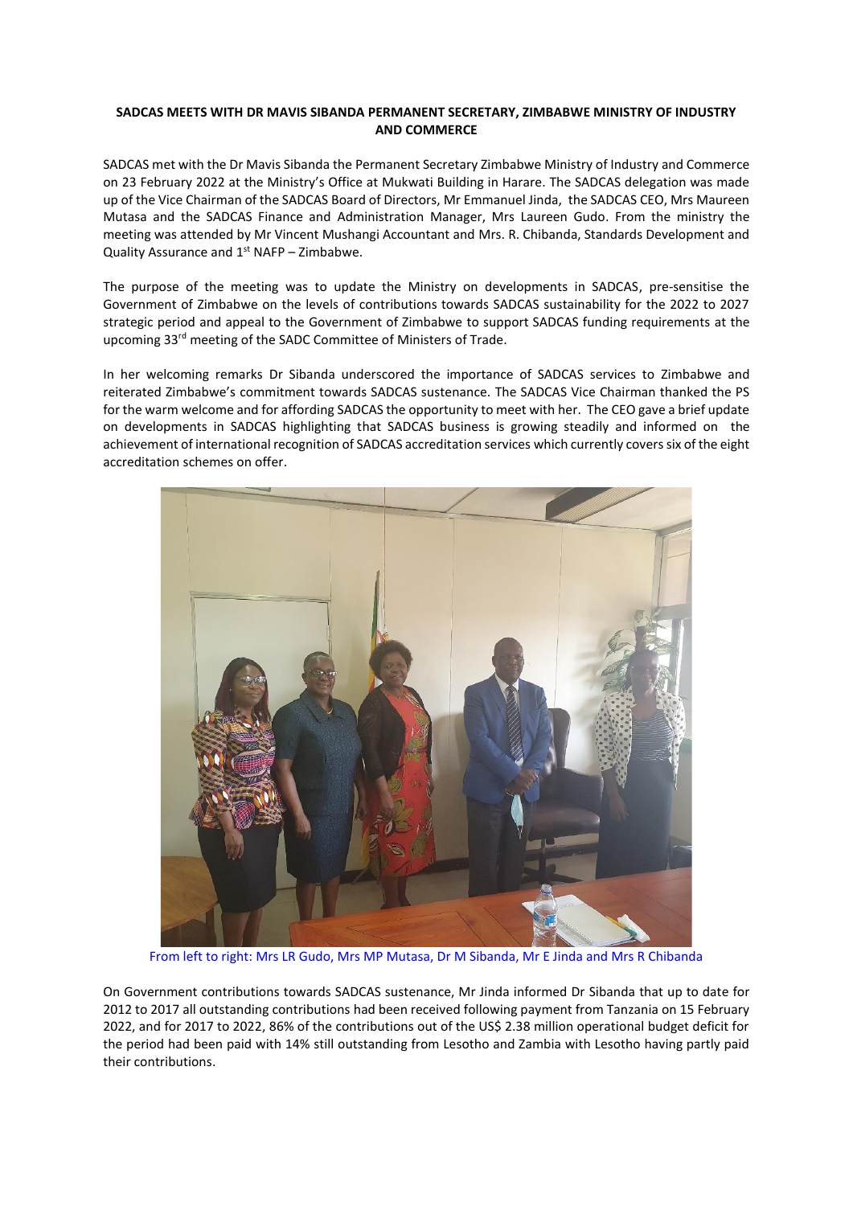**SADCAS MEETS WITH DR MAVIS SIBANDA PERMANENT SECRETARY, ZIMBABWE MINISTRY OF INDUSTRY AND COMMERCE**

SADCAS met with the Dr Mavis Sibanda the Permanent Secretary Zimbabwe Ministry of Industry and Commerce on 23 February 2022 at the Ministry's Office at Mukwati Building in Harare. The SADCAS delegation was made up of the Vice Chairman of the SADCAS Board of Directors, Mr Emmanuel Jinda, the SADCAS CEO, Mrs Maureen Mutasa and the SADCAS Finance and Administration Manager, Mrs Laureen Gudo. From the ministry the meeting was attended by Mr Vincent Mushangi Accountant and Mrs. R. Chibanda, Standards Development and Quality Assurance and 1st NAFP – Zimbabwe.

The purpose of the meeting was to update the Ministry on developments in SADCAS, pre-sensitise the Government of Zimbabwe on the levels of contributions towards SADCAS sustainability for the 2022 to 2027 strategic period and appeal to the Government of Zimbabwe to support SADCAS funding requirements at the upcoming 33rd meeting of the SADC Committee of Ministers of Trade.

In her welcoming remarks Dr Sibanda underscored the importance of SADCAS services to Zimbabwe and reiterated Zimbabwe's commitment towards SADCAS sustenance. The SADCAS Vice Chairman thanked the PS for the warm welcome and for affording SADCAS the opportunity to meet with her. The CEO gave a brief update on developments in SADCAS highlighting that SADCAS business is growing steadily and informed on the achievement of international recognition of SADCAS accreditation services which currently covers six of the eight accreditation schemes on offer.

From left to right: Mrs LR Gudo, Mrs MP Mutasa, Dr M Sibanda, Mr E Jinda and Mrs R Chibanda

On Government contributions towards SADCAS sustenance, Mr Jinda informed Dr Sibanda that up to date for 2012 to 2017 all outstanding contributions had been received following payment from Tanzania on 15 February 2022, and for 2017 to 2022, 86% of the contributions out of the US$ 2.38 million operational budget deficit for the period had been paid with 14% still outstanding from Lesotho and Zambia with Lesotho having partly paid their contributions.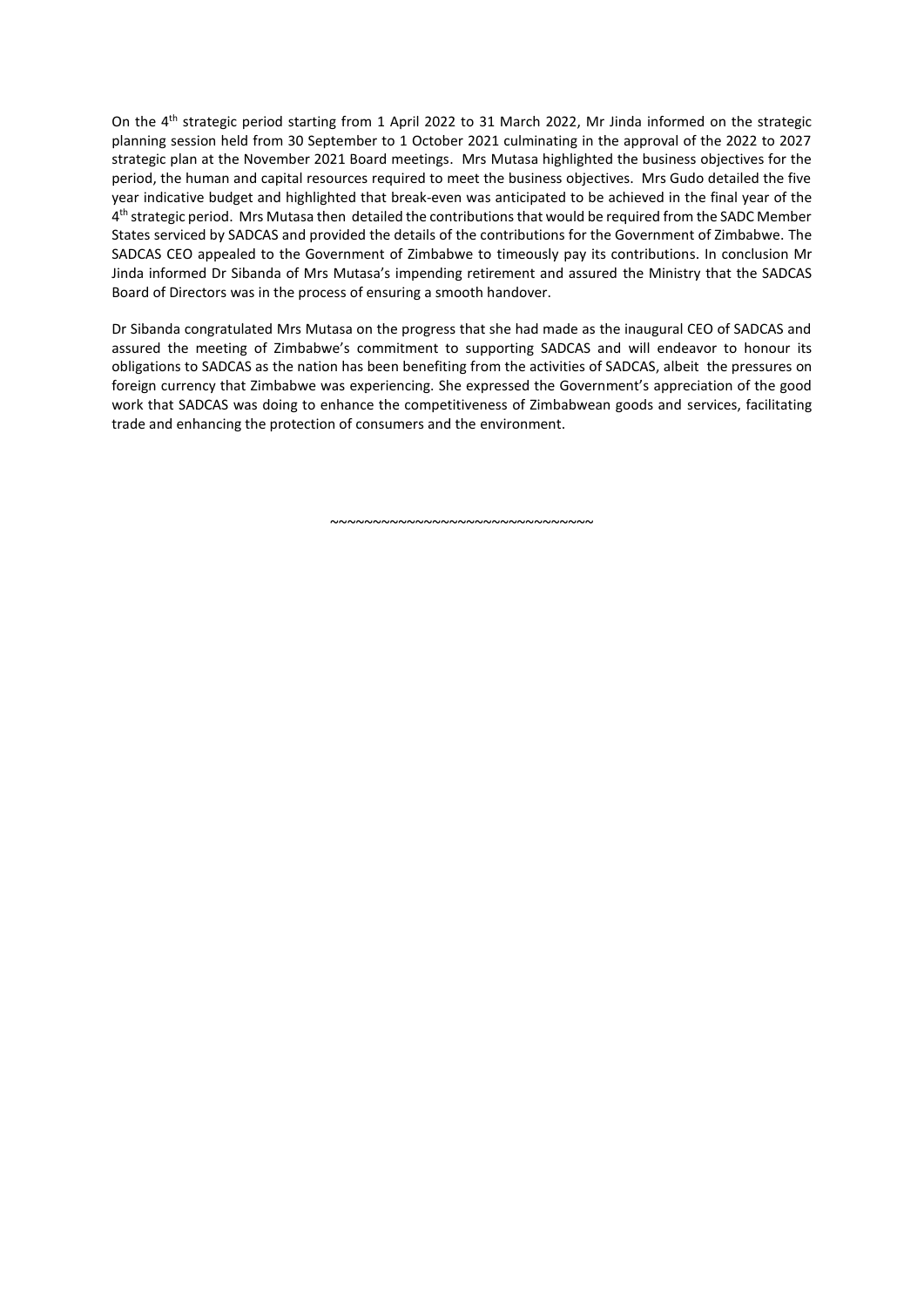On the 4th strategic period starting from 1 April 2022 to 31 March 2022, Mr Jinda informed on the strategic planning session held from 30 September to 1 October 2021 culminating in the approval of the 2022 to 2027 strategic plan at the November 2021 Board meetings. Mrs Mutasa highlighted the business objectives for the period, the human and capital resources required to meet the business objectives. Mrs Gudo detailed the five year indicative budget and highlighted that break-even was anticipated to be achieved in the final year of the 4th strategic period. Mrs Mutasa then detailed the contributions that would be required from the SADC Member States serviced by SADCAS and provided the details of the contributions for the Government of Zimbabwe. The SADCAS CEO appealed to the Government of Zimbabwe to timeously pay its contributions. In conclusion Mr Jinda informed Dr Sibanda of Mrs Mutasa's impending retirement and assured the Ministry that the SADCAS Board of Directors was in the process of ensuring a smooth handover.

Dr Sibanda congratulated Mrs Mutasa on the progress that she had made as the inaugural CEO of SADCAS and assured the meeting of Zimbabwe's commitment to supporting SADCAS and will endeavor to honour its obligations to SADCAS as the nation has been benefiting from the activities of SADCAS, albeit the pressures on foreign currency that Zimbabwe was experiencing. She expressed the Government's appreciation of the good work that SADCAS was doing to enhance the competitiveness of Zimbabwean goods and services, facilitating trade and enhancing the protection of consumers and the environment.

~~~~~~~~~~~~~~~~~~~~~~~~~~~~~~~~